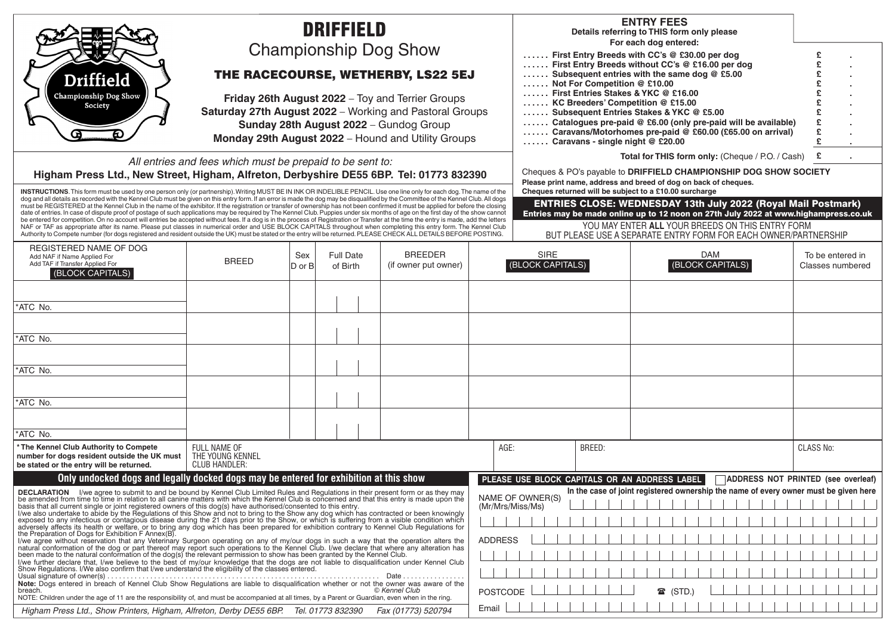Driffield Championship Dog Show Society

# DRIFFIELD

## Championship Dog Show

### THE RACECOURSE, WETHERBY, LS22 5EJ

**Friday 26th August 2022** – Toy and Terrier Groups
**Saturday 27th August 2022** – Working and Pastoral Groups
**Sunday 28th August 2022** – Gundog Group
**Monday 29th August 2022** – Hound and Utility Groups

*All entries and fees which must be prepaid to be sent to:*

**Higham Press Ltd., New Street, Higham, Alfreton, Derbyshire DE55 6BP. Tel: 01773 832390**

**INSTRUCTIONS.** This form must be used by one person only (or partnership). Writing MUST BE IN INK OR INDELIBLE PENCIL. Use one line only for each dog. The name of the dog and all details as recorded with the Kennel Club must be given on this entry form. If an error is made the dog may be disqualified by the Committee of the Kennel Club. All dogs must be REGISTERED at the Kennel Club in the name of the exhibitor. If the registration or transfer of ownership has not been confirmed it must be applied for before the closing date of entries. In case of dispute proof of postage of such applications may be required by The Kennel Club. Puppies under six months of age on the first day of the show cannot be entered for competition. On no account will entries be accepted without fees. If a dog is in the process of Registration or Transfer at the time the entry is made, add the letters NAF or TAF as appropriate after its name. Please put classes in numerical order and USE BLOCK CAPITALS throughout when completing this entry form. The Kennel Club Authority to Compete number (for dogs resident outside the UK) must be stated or the entry will be returned. PLEASE CHECK ALL DETAILS BEFORE POSTING.

## ENTRY FEES

**Details referring to THIS form only please**
**For each dog entered:**

| | | |
|---|---|---|
| ...... | **First Entry Breeds with CC's @ £30.00 per dog** | £ . |
| ...... | **First Entry Breeds without CC's @ £16.00 per dog** | £ . |
| ...... | **Subsequent entries with the same dog @ £5.00** | £ . |
| ...... | **Not For Competition @ £10.00** | £ . |
| ...... | **First Entries Stakes & YKC @ £16.00** | £ . |
| ...... | **KC Breeders' Competition @ £15.00** | £ . |
| ...... | **Subsequent Entries Stakes & YKC @ £5.00** | £ . |
| ...... | **Catalogues pre-paid @ £6.00 (only pre-paid will be available)** | £ . |
| ...... | **Caravans/Motorhomes pre-paid @ £60.00 (£65.00 on arrival)** | £ . |
| ...... | **Caravans - single night @ £20.00** | £ . |
| | **Total for THIS form only:** (Cheque / P.O. / Cash) | £ . |

Cheques & PO's payable to **DRIFFIELD CHAMPIONSHIP DOG SHOW SOCIETY**
**Please print name, address and breed of dog on back of cheques.**
**Cheques returned will be subject to a £10.00 surcharge**

**ENTRIES CLOSE: WEDNESDAY 13th July 2022 (Royal Mail Postmark)**
**Entries may be made online up to 12 noon on 27th July 2022 at www.highampress.co.uk**

YOU MAY ENTER **ALL** YOUR BREEDS ON THIS ENTRY FORM
BUT PLEASE USE A SEPARATE ENTRY FORM FOR EACH OWNER/PARTNERSHIP

| REGISTERED NAME OF DOG<br>Add NAF if Name Applied For<br>Add TAF if Transfer Applied For<br>(BLOCK CAPITALS) | BREED | Sex<br>D or B | Full Date of Birth | BREEDER<br>(if owner put owner) | SIRE<br>(BLOCK CAPITALS) | DAM<br>(BLOCK CAPITALS) | To be entered in Classes numbered |
|---|---|---|---|---|---|---|---|
| <br>*ATC No. | | | | | | | |
| <br>*ATC No. | | | | | | | |
| <br>*ATC No. | | | | | | | |
| <br>*ATC No. | | | | | | | |
| <br>*ATC No. | | | | | | | |

| | | | | |
|---|---|---|---|---|
| **\* The Kennel Club Authority to Compete number for dogs resident outside the UK must be stated or the entry will be returned.** | FULL NAME OF THE YOUNG KENNEL CLUB HANDLER: | AGE: | BREED: | CLASS No: |

**Only undocked dogs and legally docked dogs may be entered for exhibition at this show**

**DECLARATION** I/we agree to submit to and be bound by Kennel Club Limited Rules and Regulations in their present form or as they may be amended from time to time in relation to all canine matters with which the Kennel Club is concerned and that this entry is made upon the basis that all current single or joint registered owners of this dog(s) have authorised/consented to this entry.
I/we also undertake to abide by the Regulations of this Show and not to bring to the Show any dog which has contracted or been knowingly exposed to any infectious or contagious disease during the 21 days prior to the Show, or which is suffering from a visible condition which adversely affects its health or welfare, or to bring any dog which has been prepared for exhibition contrary to Kennel Club Regulations for the Preparation of Dogs for Exhibition F Annex(B).
I/we agree without reservation that any Veterinary Surgeon operating on any of my/our dogs in such a way that the operation alters the natural conformation of the dog or part thereof may report such operations to the Kennel Club. I/we declare that where any alteration has been made to the natural conformation of the dog(s) the relevant permission to show has been granted by the Kennel Club.
I/we further declare that, I/we believe to the best of my/our knowledge that the dogs are not liable to disqualification under Kennel Club Show Regulations. I/We also confirm that I/we understand the eligibility of the classes entered.

Usual signature of owner(s) .......................................................................... Date ................

**Note:** Dogs entered in breach of Kennel Club Show Regulations are liable to disqualification whether or not the owner was aware of the breach. *© Kennel Club*

NOTE: Children under the age of 11 are the responsibility of, and must be accompanied at all times, by a Parent or Guardian, even when in the ring.

**PLEASE USE BLOCK CAPITALS OR AN ADDRESS LABEL** ☐ **ADDRESS NOT PRINTED (see overleaf)**

**In the case of joint registered ownership the name of every owner must be given here**

NAME OF OWNER(S) (Mr/Mrs/Miss/Ms)

ADDRESS

POSTCODE ☎ (STD.)

Email

*Higham Press Ltd., Show Printers, Higham, Alfreton, Derby DE55 6BP. Tel. 01773 832390 Fax (01773) 520794*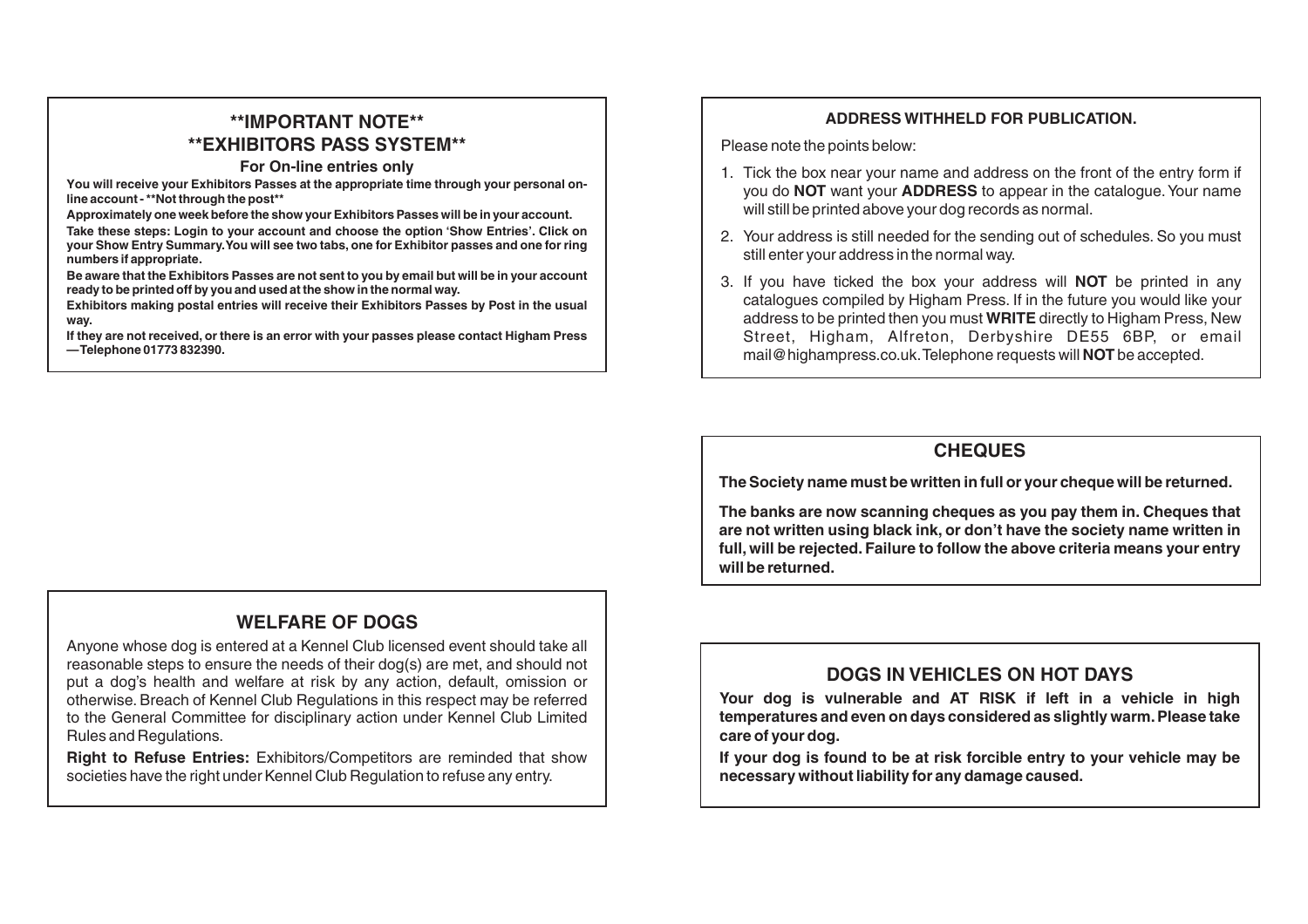## **IMPORTANT NOTE**
## **EXHIBITORS PASS SYSTEM**

**For On-line entries only**

**You will receive your Exhibitors Passes at the appropriate time through your personal on-line account - **Not through the post****

**Approximately one week before the show your Exhibitors Passes will be in your account.**

**Take these steps: Login to your account and choose the option 'Show Entries'. Click on your Show Entry Summary. You will see two tabs, one for Exhibitor passes and one for ring numbers if appropriate.**

**Be aware that the Exhibitors Passes are not sent to you by email but will be in your account ready to be printed off by you and used at the show in the normal way.**

**Exhibitors making postal entries will receive their Exhibitors Passes by Post in the usual way.**

**If they are not received, or there is an error with your passes please contact Higham Press —Telephone 01773 832390.**

## WELFARE OF DOGS

Anyone whose dog is entered at a Kennel Club licensed event should take all reasonable steps to ensure the needs of their dog(s) are met, and should not put a dog's health and welfare at risk by any action, default, omission or otherwise. Breach of Kennel Club Regulations in this respect may be referred to the General Committee for disciplinary action under Kennel Club Limited Rules and Regulations.

**Right to Refuse Entries:** Exhibitors/Competitors are reminded that show societies have the right under Kennel Club Regulation to refuse any entry.

## ADDRESS WITHHELD FOR PUBLICATION.

Please note the points below:

1. Tick the box near your name and address on the front of the entry form if you do **NOT** want your **ADDRESS** to appear in the catalogue. Your name will still be printed above your dog records as normal.
2. Your address is still needed for the sending out of schedules. So you must still enter your address in the normal way.
3. If you have ticked the box your address will **NOT** be printed in any catalogues compiled by Higham Press. If in the future you would like your address to be printed then you must **WRITE** directly to Higham Press, New Street, Higham, Alfreton, Derbyshire DE55 6BP, or email mail@highampress.co.uk. Telephone requests will **NOT** be accepted.

## CHEQUES

**The Society name must be written in full or your cheque will be returned.**

**The banks are now scanning cheques as you pay them in. Cheques that are not written using black ink, or don't have the society name written in full, will be rejected. Failure to follow the above criteria means your entry will be returned.**

## DOGS IN VEHICLES ON HOT DAYS

**Your dog is vulnerable and AT RISK if left in a vehicle in high temperatures and even on days considered as slightly warm. Please take care of your dog.**

**If your dog is found to be at risk forcible entry to your vehicle may be necessary without liability for any damage caused.**